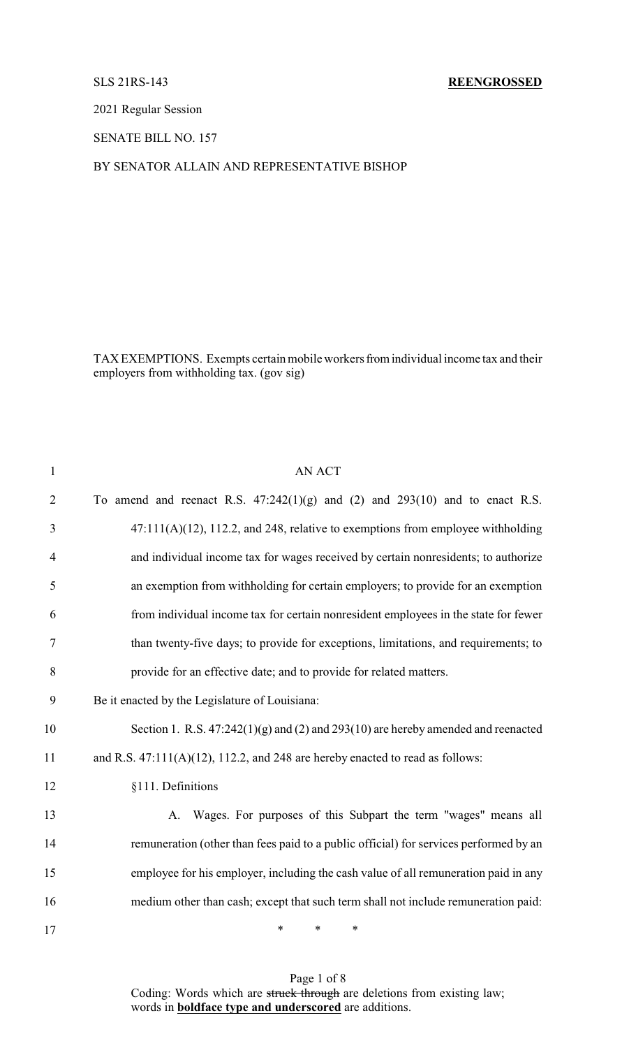SLS 21RS-143 **REENGROSSED**

2021 Regular Session

SENATE BILL NO. 157

BY SENATOR ALLAIN AND REPRESENTATIVE BISHOP

TAX EXEMPTIONS. Exempts certain mobile workers from individual income tax and their employers from withholding tax. (gov sig)

AN ACT

To amend and reenact R.S. 47:242(1)(g) and (2) and 293(10) and to enact R.S. 47:111(A)(12), 112.2, and 248, relative to exemptions from employee withholding and individual income tax for wages received by certain nonresidents; to authorize an exemption from withholding for certain employers; to provide for an exemption from individual income tax for certain nonresident employees in the state for fewer than twenty-five days; to provide for exceptions, limitations, and requirements; to provide for an effective date; and to provide for related matters.

Be it enacted by the Legislature of Louisiana:

Section 1. R.S. 47:242(1)(g) and (2) and 293(10) are hereby amended and reenacted and R.S. 47:111(A)(12), 112.2, and 248 are hereby enacted to read as follows:

§111. Definitions

A. Wages. For purposes of this Subpart the term "wages" means all remuneration (other than fees paid to a public official) for services performed by an employee for his employer, including the cash value of all remuneration paid in any medium other than cash; except that such term shall not include remuneration paid:

\* \* \*

Coding: Words which are ~~struck through~~ are deletions from existing law; words in **boldface type and underscored** are additions.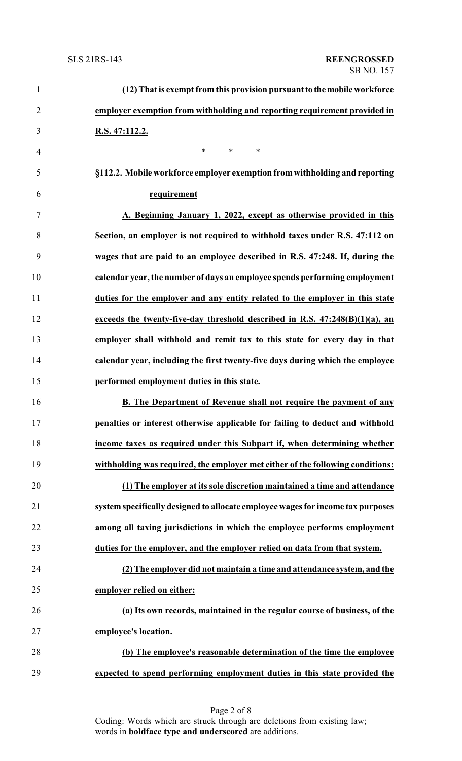**(12) That is exempt from this provision pursuant to the mobile workforce employer exemption from withholding and reporting requirement provided in R.S. 47:112.2.**

\* \* \*

**§112.2. Mobile workforce employer exemption from withholding and reporting requirement**

**A. Beginning January 1, 2022, except as otherwise provided in this Section, an employer is not required to withhold taxes under R.S. 47:112 on wages that are paid to an employee described in R.S. 47:248. If, during the calendar year, the number of days an employee spends performing employment duties for the employer and any entity related to the employer in this state exceeds the twenty-five-day threshold described in R.S. 47:248(B)(1)(a), an employer shall withhold and remit tax to this state for every day in that calendar year, including the first twenty-five days during which the employee performed employment duties in this state.**

**B. The Department of Revenue shall not require the payment of any penalties or interest otherwise applicable for failing to deduct and withhold income taxes as required under this Subpart if, when determining whether withholding was required, the employer met either of the following conditions:**

**(1) The employer at its sole discretion maintained a time and attendance system specifically designed to allocate employee wages for income tax purposes among all taxing jurisdictions in which the employee performs employment duties for the employer, and the employer relied on data from that system.**

**(2) The employer did not maintain a time and attendance system, and the employer relied on either:**

**(a) Its own records, maintained in the regular course of business, of the employee's location.**

**(b) The employee's reasonable determination of the time the employee expected to spend performing employment duties in this state provided the**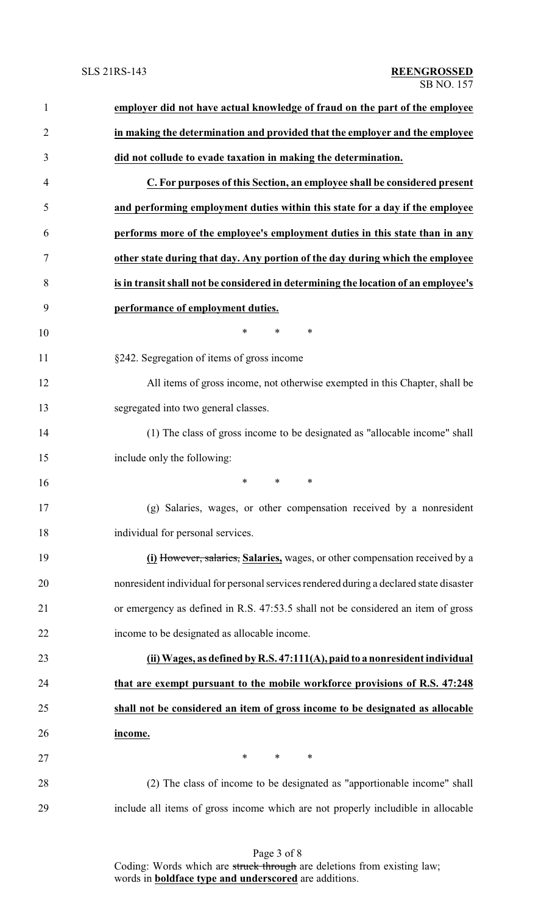**employer did not have actual knowledge of fraud on the part of the employee in making the determination and provided that the employer and the employee did not collude to evade taxation in making the determination.**

**C. For purposes of this Section, an employee shall be considered present and performing employment duties within this state for a day if the employee performs more of the employee's employment duties in this state than in any other state during that day. Any portion of the day during which the employee is in transit shall not be considered in determining the location of an employee's performance of employment duties.**

\* \* \*

§242. Segregation of items of gross income

All items of gross income, not otherwise exempted in this Chapter, shall be segregated into two general classes.

(1) The class of gross income to be designated as "allocable income" shall include only the following:

\* \* \*

(g) Salaries, wages, or other compensation received by a nonresident individual for personal services.

**(i)** ~~However, salaries,~~ **Salaries,** wages, or other compensation received by a nonresident individual for personal services rendered during a declared state disaster or emergency as defined in R.S. 47:53.5 shall not be considered an item of gross income to be designated as allocable income.

**(ii) Wages, as defined by R.S. 47:111(A), paid to a nonresident individual that are exempt pursuant to the mobile workforce provisions of R.S. 47:248 shall not be considered an item of gross income to be designated as allocable income.**

\* \* \*

(2) The class of income to be designated as "apportionable income" shall include all items of gross income which are not properly includible in allocable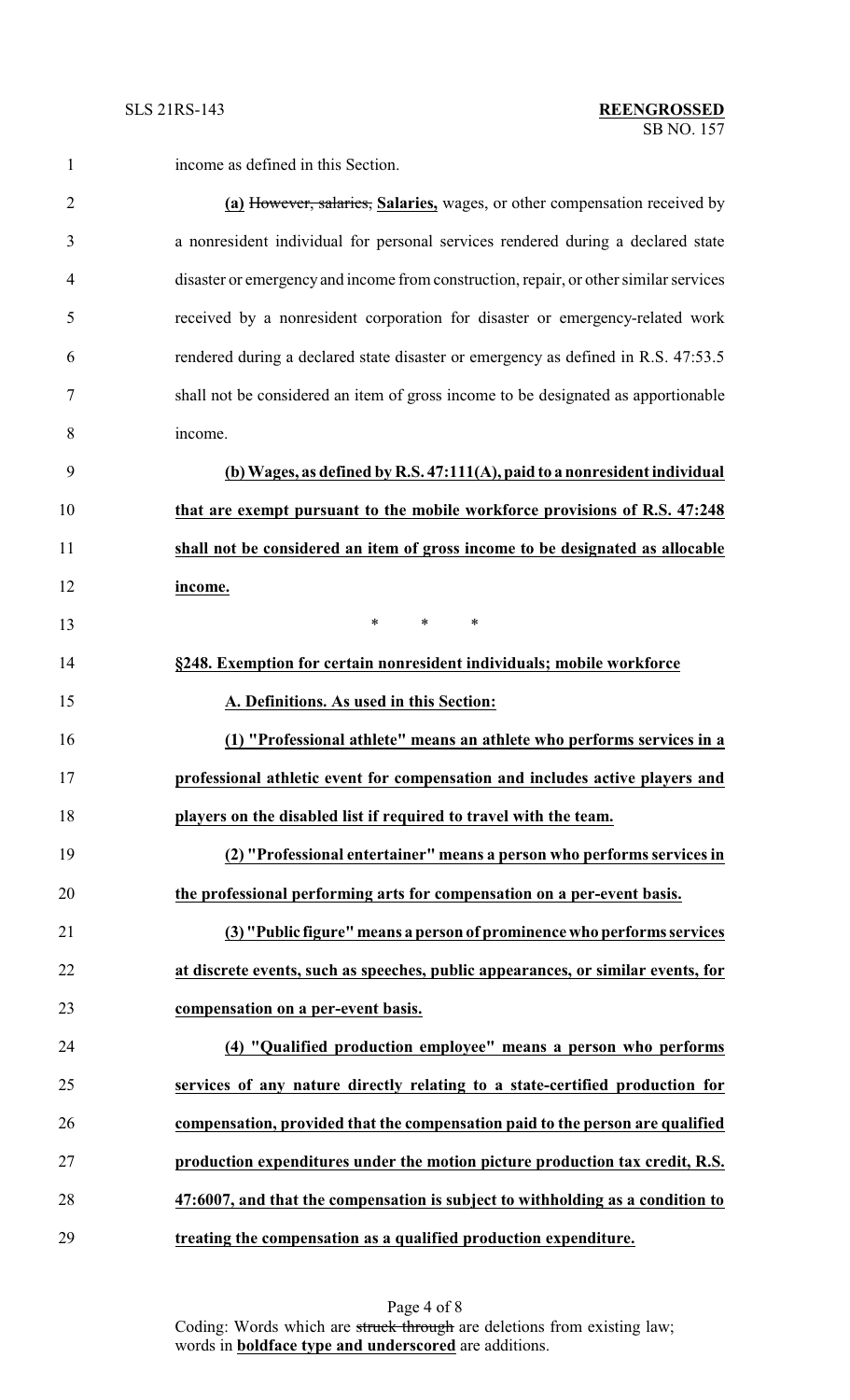income as defined in this Section.

**(a)** ~~However, salaries,~~ **Salaries,** wages, or other compensation received by a nonresident individual for personal services rendered during a declared state disaster or emergency and income from construction, repair, or other similar services received by a nonresident corporation for disaster or emergency-related work rendered during a declared state disaster or emergency as defined in R.S. 47:53.5 shall not be considered an item of gross income to be designated as apportionable income.

**(b) Wages, as defined by R.S. 47:111(A), paid to a nonresident individual that are exempt pursuant to the mobile workforce provisions of R.S. 47:248 shall not be considered an item of gross income to be designated as allocable income.**

\* \* \*

**§248. Exemption for certain nonresident individuals; mobile workforce**

**A. Definitions. As used in this Section:**

**(1) "Professional athlete" means an athlete who performs services in a professional athletic event for compensation and includes active players and players on the disabled list if required to travel with the team.**

**(2) "Professional entertainer" means a person who performs services in the professional performing arts for compensation on a per-event basis.**

**(3) "Public figure" means a person of prominence who performs services at discrete events, such as speeches, public appearances, or similar events, for compensation on a per-event basis.**

**(4) "Qualified production employee" means a person who performs services of any nature directly relating to a state-certified production for compensation, provided that the compensation paid to the person are qualified production expenditures under the motion picture production tax credit, R.S. 47:6007, and that the compensation is subject to withholding as a condition to treating the compensation as a qualified production expenditure.**

Coding: Words which are ~~struck through~~ are deletions from existing law; words in **boldface type and underscored** are additions.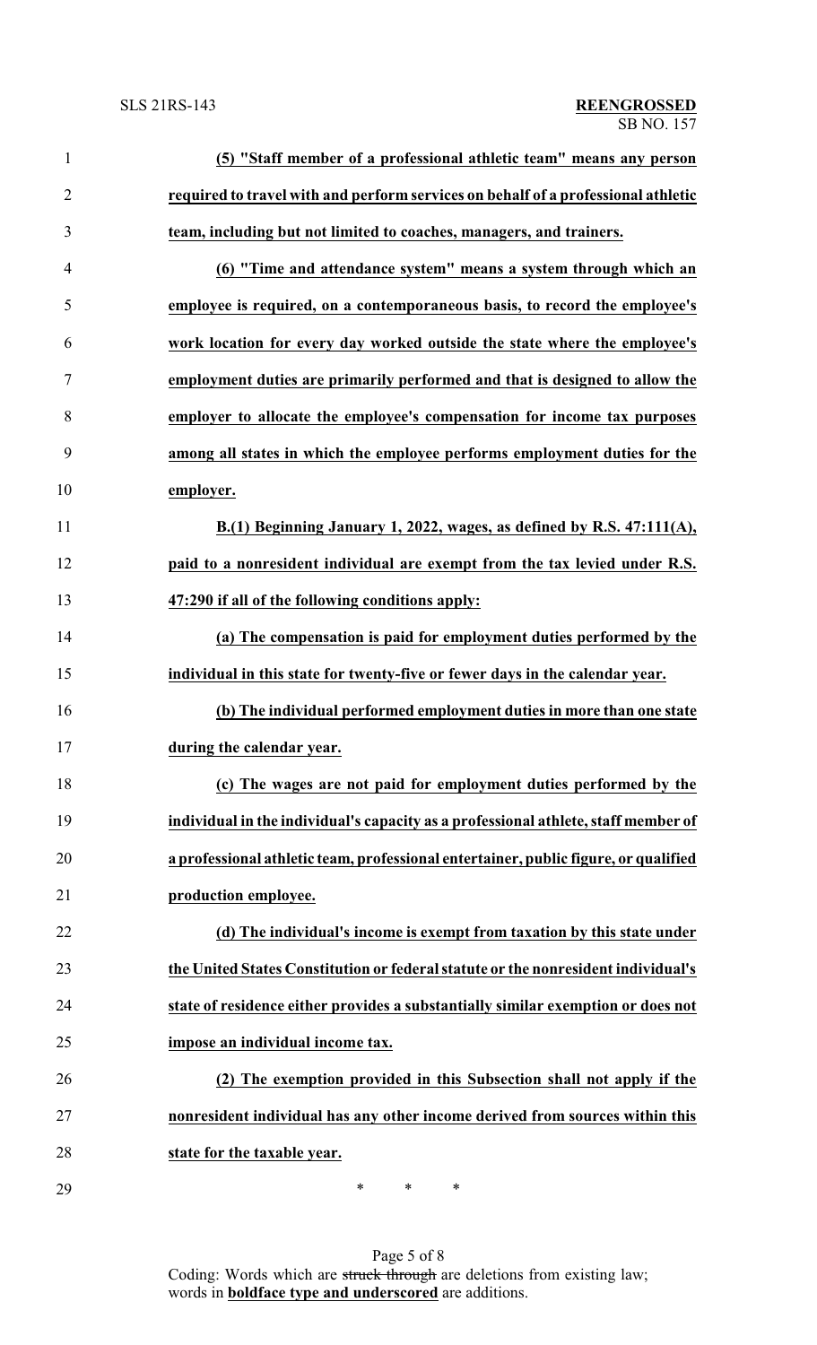**(5) "Staff member of a professional athletic team" means any person required to travel with and perform services on behalf of a professional athletic team, including but not limited to coaches, managers, and trainers.**

**(6) "Time and attendance system" means a system through which an employee is required, on a contemporaneous basis, to record the employee's work location for every day worked outside the state where the employee's employment duties are primarily performed and that is designed to allow the employer to allocate the employee's compensation for income tax purposes among all states in which the employee performs employment duties for the employer.**

**B.(1) Beginning January 1, 2022, wages, as defined by R.S. 47:111(A), paid to a nonresident individual are exempt from the tax levied under R.S. 47:290 if all of the following conditions apply:**

**(a) The compensation is paid for employment duties performed by the individual in this state for twenty-five or fewer days in the calendar year.**

**(b) The individual performed employment duties in more than one state during the calendar year.**

**(c) The wages are not paid for employment duties performed by the individual in the individual's capacity as a professional athlete, staff member of a professional athletic team, professional entertainer, public figure, or qualified production employee.**

**(d) The individual's income is exempt from taxation by this state under the United States Constitution or federal statute or the nonresident individual's state of residence either provides a substantially similar exemption or does not impose an individual income tax.**

**(2) The exemption provided in this Subsection shall not apply if the nonresident individual has any other income derived from sources within this state for the taxable year.**

\* \* \*

Coding: Words which are ~~struck through~~ are deletions from existing law; words in **boldface type and underscored** are additions.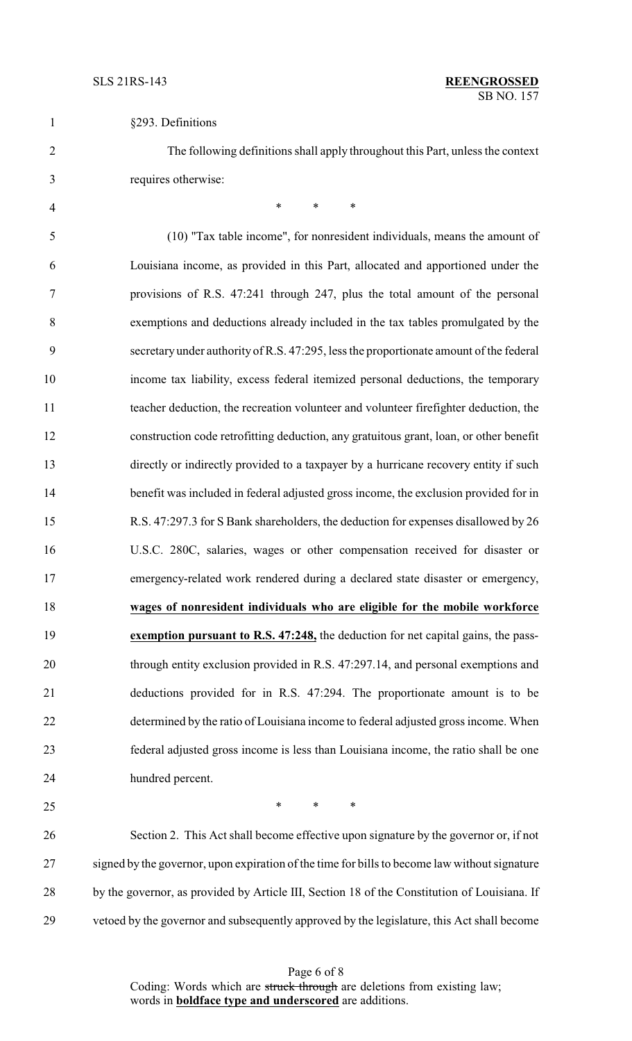§293. Definitions

The following definitions shall apply throughout this Part, unless the context requires otherwise:

\* \* \*

(10) "Tax table income", for nonresident individuals, means the amount of Louisiana income, as provided in this Part, allocated and apportioned under the provisions of R.S. 47:241 through 247, plus the total amount of the personal exemptions and deductions already included in the tax tables promulgated by the secretary under authority of R.S. 47:295, less the proportionate amount of the federal income tax liability, excess federal itemized personal deductions, the temporary teacher deduction, the recreation volunteer and volunteer firefighter deduction, the construction code retrofitting deduction, any gratuitous grant, loan, or other benefit directly or indirectly provided to a taxpayer by a hurricane recovery entity if such benefit was included in federal adjusted gross income, the exclusion provided for in R.S. 47:297.3 for S Bank shareholders, the deduction for expenses disallowed by 26 U.S.C. 280C, salaries, wages or other compensation received for disaster or emergency-related work rendered during a declared state disaster or emergency, **wages of nonresident individuals who are eligible for the mobile workforce exemption pursuant to R.S. 47:248,** the deduction for net capital gains, the pass-through entity exclusion provided in R.S. 47:297.14, and personal exemptions and deductions provided for in R.S. 47:294. The proportionate amount is to be determined by the ratio of Louisiana income to federal adjusted gross income. When federal adjusted gross income is less than Louisiana income, the ratio shall be one hundred percent.

\* \* \*

Section 2. This Act shall become effective upon signature by the governor or, if not signed by the governor, upon expiration of the time for bills to become law without signature by the governor, as provided by Article III, Section 18 of the Constitution of Louisiana. If vetoed by the governor and subsequently approved by the legislature, this Act shall become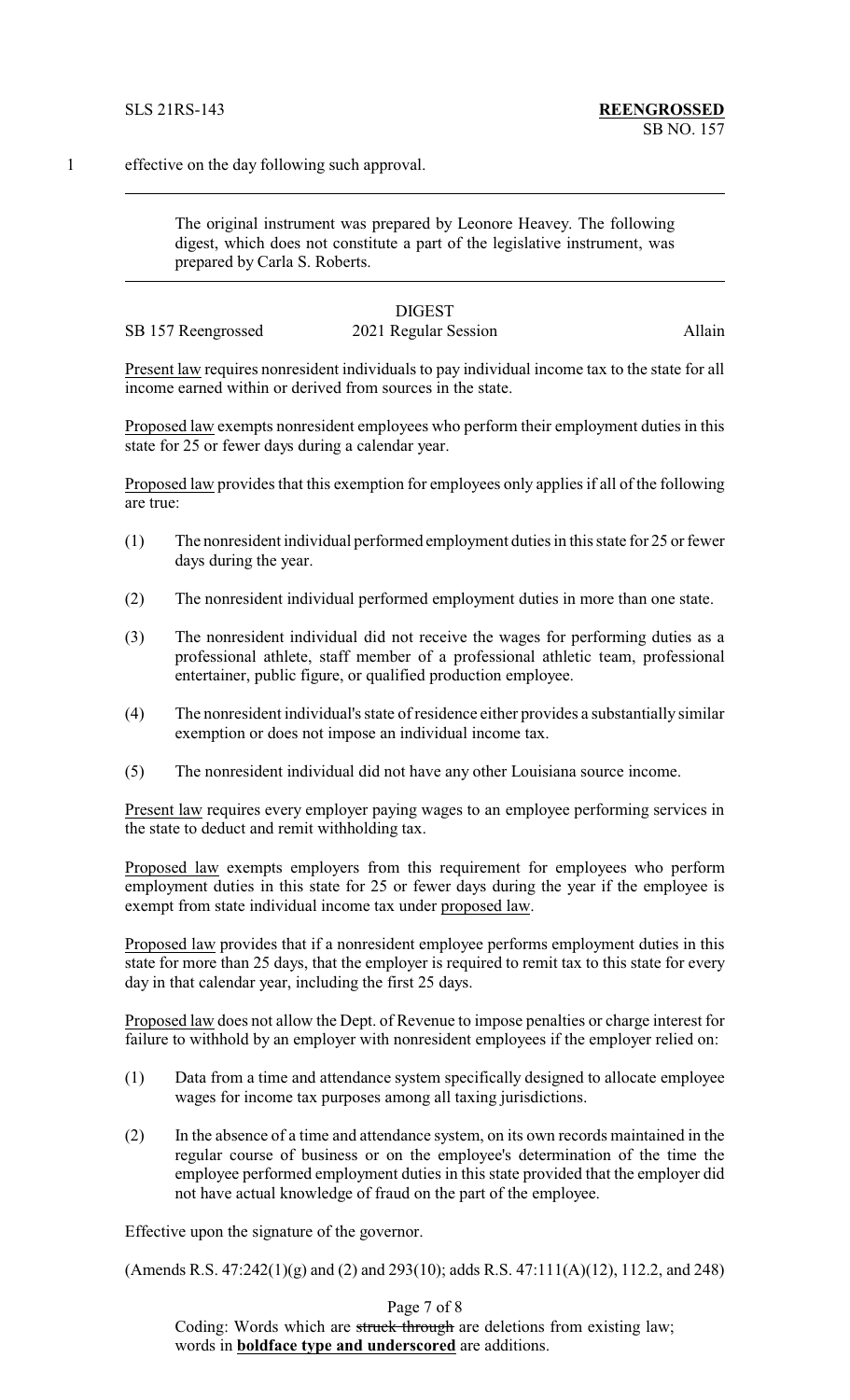effective on the day following such approval.

---

The original instrument was prepared by Leonore Heavey. The following digest, which does not constitute a part of the legislative instrument, was prepared by Carla S. Roberts.

---

DIGEST

SB 157 Reengrossed 2021 Regular Session Allain

Present law requires nonresident individuals to pay individual income tax to the state for all income earned within or derived from sources in the state.

Proposed law exempts nonresident employees who perform their employment duties in this state for 25 or fewer days during a calendar year.

Proposed law provides that this exemption for employees only applies if all of the following are true:

(1) The nonresident individual performed employment duties in this state for 25 or fewer days during the year.

(2) The nonresident individual performed employment duties in more than one state.

(3) The nonresident individual did not receive the wages for performing duties as a professional athlete, staff member of a professional athletic team, professional entertainer, public figure, or qualified production employee.

(4) The nonresident individual's state of residence either provides a substantially similar exemption or does not impose an individual income tax.

(5) The nonresident individual did not have any other Louisiana source income.

Present law requires every employer paying wages to an employee performing services in the state to deduct and remit withholding tax.

Proposed law exempts employers from this requirement for employees who perform employment duties in this state for 25 or fewer days during the year if the employee is exempt from state individual income tax under proposed law.

Proposed law provides that if a nonresident employee performs employment duties in this state for more than 25 days, that the employer is required to remit tax to this state for every day in that calendar year, including the first 25 days.

Proposed law does not allow the Dept. of Revenue to impose penalties or charge interest for failure to withhold by an employer with nonresident employees if the employer relied on:

(1) Data from a time and attendance system specifically designed to allocate employee wages for income tax purposes among all taxing jurisdictions.

(2) In the absence of a time and attendance system, on its own records maintained in the regular course of business or on the employee's determination of the time the employee performed employment duties in this state provided that the employer did not have actual knowledge of fraud on the part of the employee.

Effective upon the signature of the governor.

(Amends R.S. 47:242(1)(g) and (2) and 293(10); adds R.S. 47:111(A)(12), 112.2, and 248)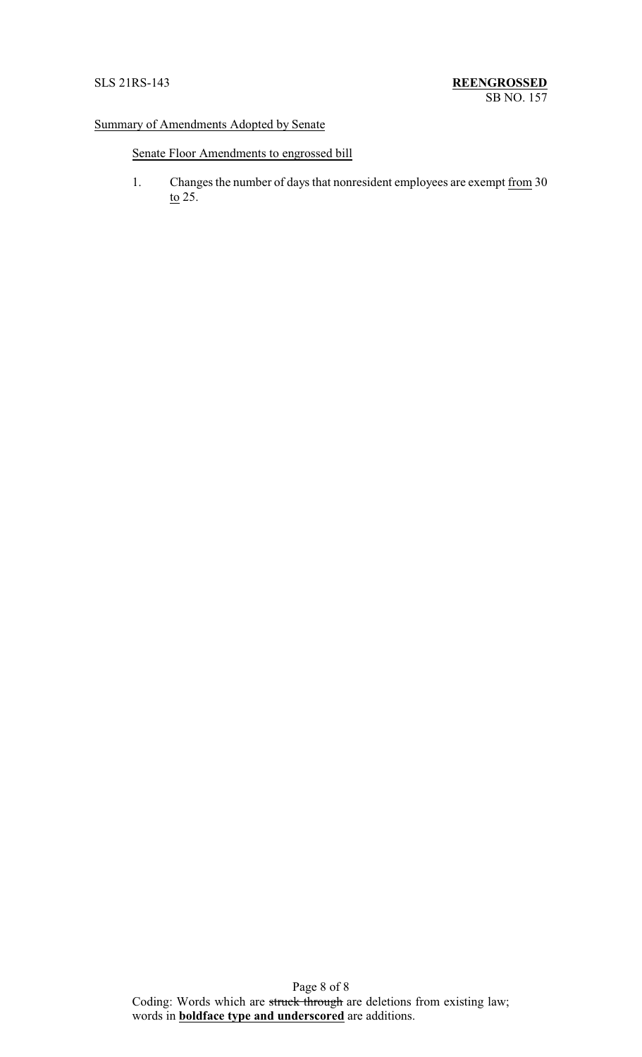Summary of Amendments Adopted by Senate

Senate Floor Amendments to engrossed bill

1. Changes the number of days that nonresident employees are exempt from 30 to 25.